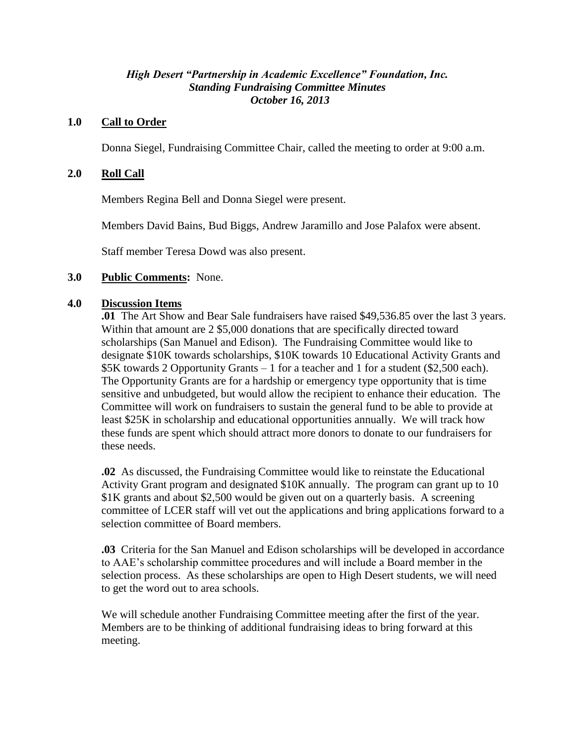*High Desert "Partnership in Academic Excellence" Foundation, Inc.*
*Standing Fundraising Committee Minutes*
*October 16, 2013*

## 1.0 Call to Order

Donna Siegel, Fundraising Committee Chair, called the meeting to order at 9:00 a.m.

## 2.0 Roll Call

Members Regina Bell and Donna Siegel were present.

Members David Bains, Bud Biggs, Andrew Jaramillo and Jose Palafox were absent.

Staff member Teresa Dowd was also present.

## 3.0 Public Comments: None.

## 4.0 Discussion Items

**.01** The Art Show and Bear Sale fundraisers have raised $49,536.85 over the last 3 years. Within that amount are 2 $5,000 donations that are specifically directed toward scholarships (San Manuel and Edison). The Fundraising Committee would like to designate $10K towards scholarships, $10K towards 10 Educational Activity Grants and $5K towards 2 Opportunity Grants – 1 for a teacher and 1 for a student ($2,500 each). The Opportunity Grants are for a hardship or emergency type opportunity that is time sensitive and unbudgeted, but would allow the recipient to enhance their education. The Committee will work on fundraisers to sustain the general fund to be able to provide at least $25K in scholarship and educational opportunities annually. We will track how these funds are spent which should attract more donors to donate to our fundraisers for these needs.

**.02** As discussed, the Fundraising Committee would like to reinstate the Educational Activity Grant program and designated $10K annually. The program can grant up to 10 $1K grants and about $2,500 would be given out on a quarterly basis. A screening committee of LCER staff will vet out the applications and bring applications forward to a selection committee of Board members.

**.03** Criteria for the San Manuel and Edison scholarships will be developed in accordance to AAE's scholarship committee procedures and will include a Board member in the selection process. As these scholarships are open to High Desert students, we will need to get the word out to area schools.

We will schedule another Fundraising Committee meeting after the first of the year. Members are to be thinking of additional fundraising ideas to bring forward at this meeting.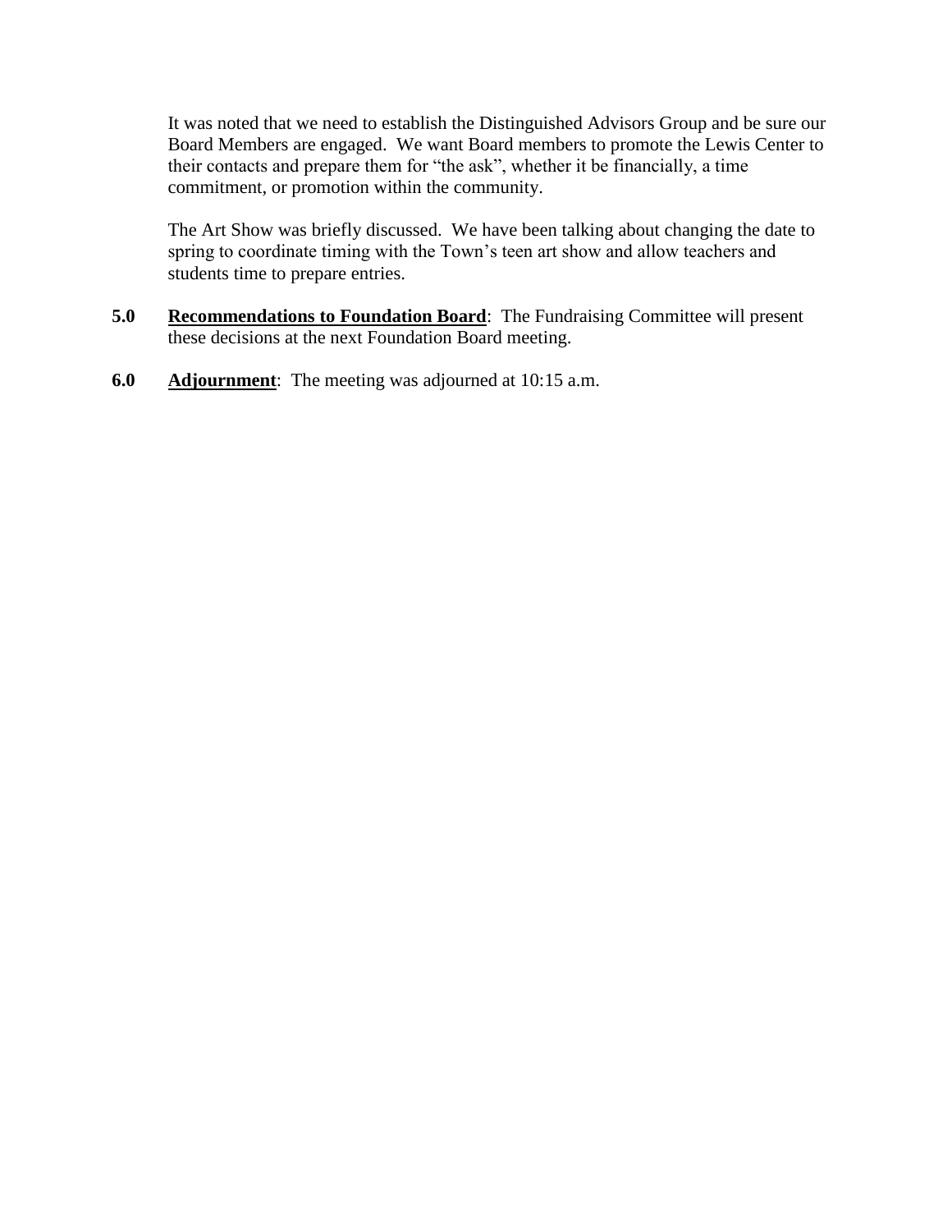It was noted that we need to establish the Distinguished Advisors Group and be sure our Board Members are engaged. We want Board members to promote the Lewis Center to their contacts and prepare them for "the ask", whether it be financially, a time commitment, or promotion within the community.

The Art Show was briefly discussed. We have been talking about changing the date to spring to coordinate timing with the Town's teen art show and allow teachers and students time to prepare entries.

**5.0** **<u>Recommendations to Foundation Board</u>**: The Fundraising Committee will present these decisions at the next Foundation Board meeting.

**6.0** **<u>Adjournment</u>**: The meeting was adjourned at 10:15 a.m.